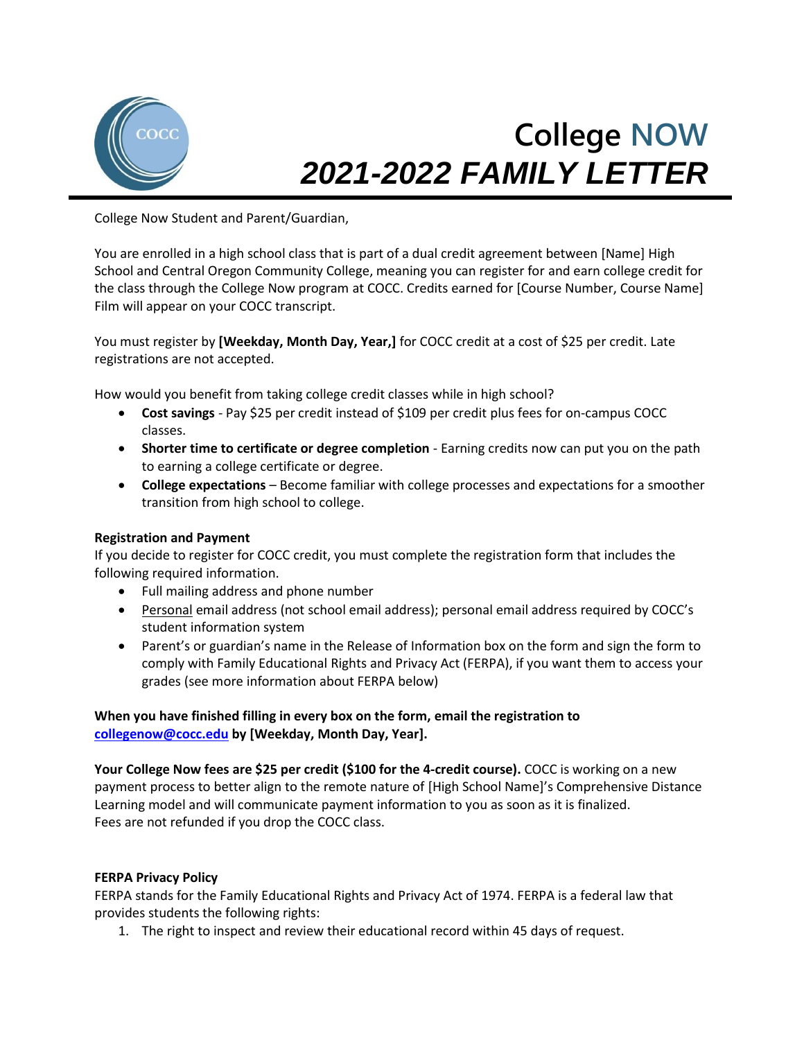# College NOW

# *2021-2022 FAMILY LETTER*

College Now Student and Parent/Guardian,

You are enrolled in a high school class that is part of a dual credit agreement between [Name] High School and Central Oregon Community College, meaning you can register for and earn college credit for the class through the College Now program at COCC. Credits earned for [Course Number, Course Name] Film will appear on your COCC transcript.

You must register by **[Weekday, Month Day, Year,]** for COCC credit at a cost of $25 per credit. Late registrations are not accepted.

How would you benefit from taking college credit classes while in high school?

- **Cost savings** - Pay $25 per credit instead of $109 per credit plus fees for on-campus COCC classes.
- **Shorter time to certificate or degree completion** - Earning credits now can put you on the path to earning a college certificate or degree.
- **College expectations** – Become familiar with college processes and expectations for a smoother transition from high school to college.

**Registration and Payment**

If you decide to register for COCC credit, you must complete the registration form that includes the following required information.

- Full mailing address and phone number
- Personal email address (not school email address); personal email address required by COCC's student information system
- Parent's or guardian's name in the Release of Information box on the form and sign the form to comply with Family Educational Rights and Privacy Act (FERPA), if you want them to access your grades (see more information about FERPA below)

**When you have finished filling in every box on the form, email the registration to [collegenow@cocc.edu](mailto:collegenow@cocc.edu) by [Weekday, Month Day, Year].**

**Your College Now fees are $25 per credit ($100 for the 4-credit course).** COCC is working on a new payment process to better align to the remote nature of [High School Name]'s Comprehensive Distance Learning model and will communicate payment information to you as soon as it is finalized. Fees are not refunded if you drop the COCC class.

**FERPA Privacy Policy**

FERPA stands for the Family Educational Rights and Privacy Act of 1974. FERPA is a federal law that provides students the following rights:

1. The right to inspect and review their educational record within 45 days of request.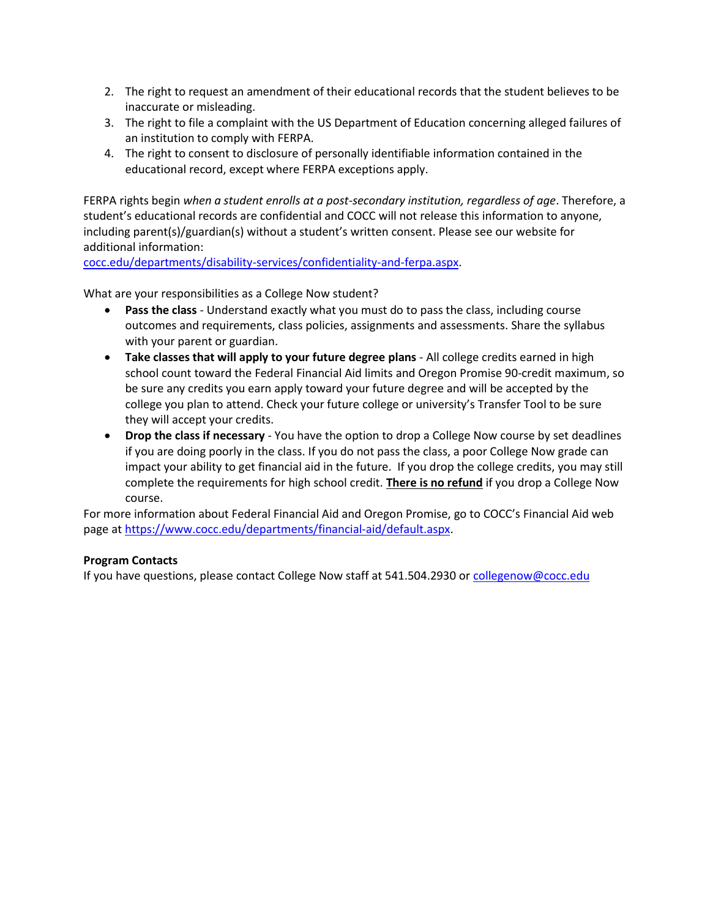2. The right to request an amendment of their educational records that the student believes to be inaccurate or misleading.
3. The right to file a complaint with the US Department of Education concerning alleged failures of an institution to comply with FERPA.
4. The right to consent to disclosure of personally identifiable information contained in the educational record, except where FERPA exceptions apply.

FERPA rights begin *when a student enrolls at a post-secondary institution, regardless of age*. Therefore, a student's educational records are confidential and COCC will not release this information to anyone, including parent(s)/guardian(s) without a student's written consent. Please see our website for additional information: [cocc.edu/departments/disability-services/confidentiality-and-ferpa.aspx](cocc.edu/departments/disability-services/confidentiality-and-ferpa.aspx).

What are your responsibilities as a College Now student?

- **Pass the class** - Understand exactly what you must do to pass the class, including course outcomes and requirements, class policies, assignments and assessments. Share the syllabus with your parent or guardian.
- **Take classes that will apply to your future degree plans** - All college credits earned in high school count toward the Federal Financial Aid limits and Oregon Promise 90-credit maximum, so be sure any credits you earn apply toward your future degree and will be accepted by the college you plan to attend. Check your future college or university's Transfer Tool to be sure they will accept your credits.
- **Drop the class if necessary** - You have the option to drop a College Now course by set deadlines if you are doing poorly in the class. If you do not pass the class, a poor College Now grade can impact your ability to get financial aid in the future. If you drop the college credits, you may still complete the requirements for high school credit. **There is no refund** if you drop a College Now course.

For more information about Federal Financial Aid and Oregon Promise, go to COCC's Financial Aid web page at [https://www.cocc.edu/departments/financial-aid/default.aspx](https://www.cocc.edu/departments/financial-aid/default.aspx).

**Program Contacts**

If you have questions, please contact College Now staff at 541.504.2930 or [collegenow@cocc.edu](mailto:collegenow@cocc.edu)